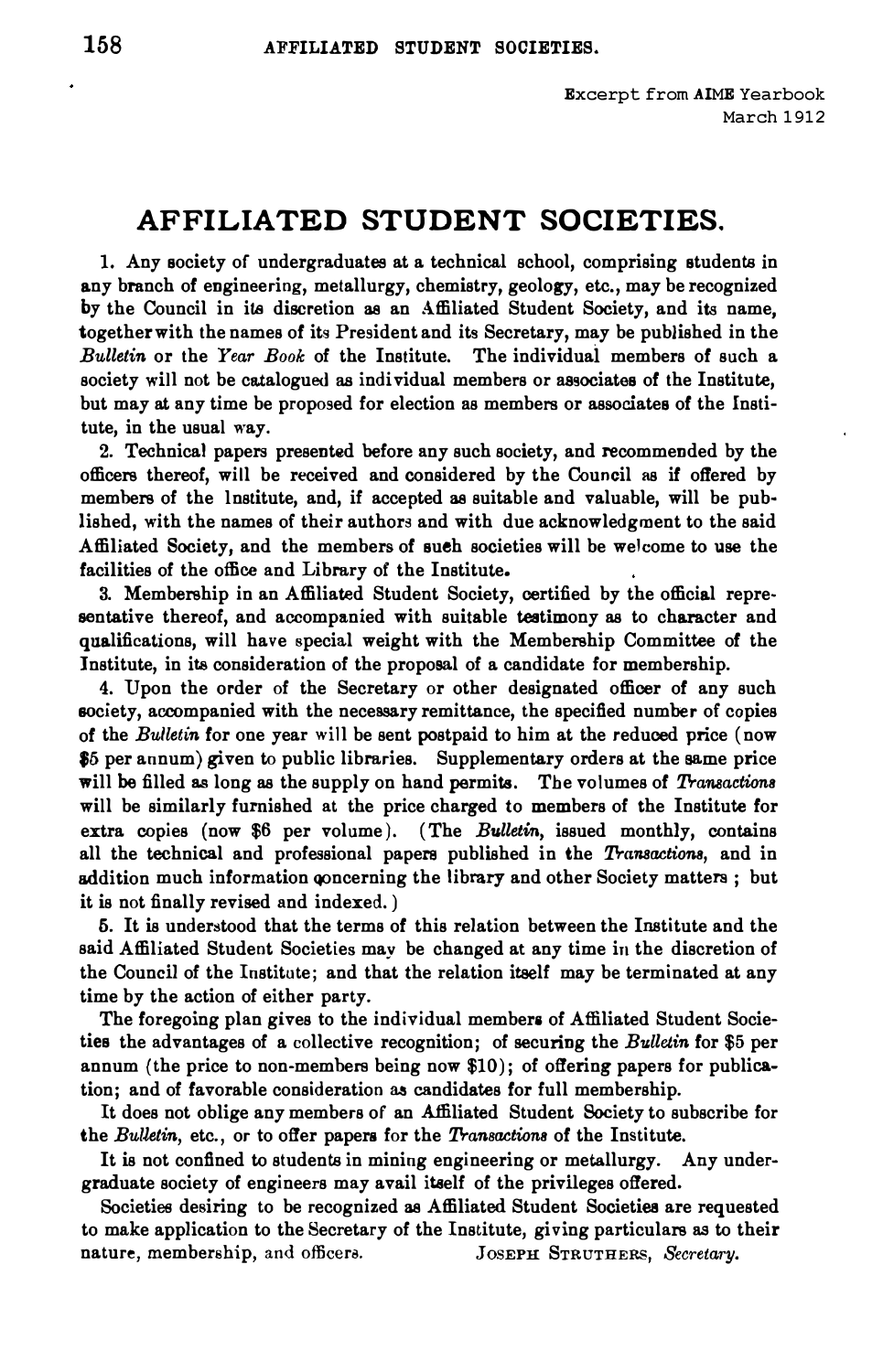Excerpt from AIME Yearbook
March 1912

# AFFILIATED STUDENT SOCIETIES.

1. Any society of undergraduates at a technical school, comprising students in any branch of engineering, metallurgy, chemistry, geology, etc., may be recognized by the Council in its discretion as an Affiliated Student Society, and its name, together with the names of its President and its Secretary, may be published in the *Bulletin* or the *Year Book* of the Institute. The individual members of such a society will not be catalogued as individual members or associates of the Institute, but may at any time be proposed for election as members or associates of the Institute, in the usual way.

2. Technical papers presented before any such society, and recommended by the officers thereof, will be received and considered by the Council as if offered by members of the Institute, and, if accepted as suitable and valuable, will be published, with the names of their authors and with due acknowledgment to the said Affiliated Society, and the members of such societies will be welcome to use the facilities of the office and Library of the Institute.

3. Membership in an Affiliated Student Society, certified by the official representative thereof, and accompanied with suitable testimony as to character and qualifications, will have special weight with the Membership Committee of the Institute, in its consideration of the proposal of a candidate for membership.

4. Upon the order of the Secretary or other designated officer of any such society, accompanied with the necessary remittance, the specified number of copies of the *Bulletin* for one year will be sent postpaid to him at the reduced price (now $5 per annum) given to public libraries. Supplementary orders at the same price will be filled as long as the supply on hand permits. The volumes of *Transactions* will be similarly furnished at the price charged to members of the Institute for extra copies (now $6 per volume). (The *Bulletin*, issued monthly, contains all the technical and professional papers published in the *Transactions*, and in addition much information concerning the library and other Society matters; but it is not finally revised and indexed.)

5. It is understood that the terms of this relation between the Institute and the said Affiliated Student Societies may be changed at any time in the discretion of the Council of the Institute; and that the relation itself may be terminated at any time by the action of either party.

The foregoing plan gives to the individual members of Affiliated Student Societies the advantages of a collective recognition; of securing the *Bulletin* for $5 per annum (the price to non-members being now $10); of offering papers for publication; and of favorable consideration as candidates for full membership.

It does not oblige any members of an Affiliated Student Society to subscribe for the *Bulletin*, etc., or to offer papers for the *Transactions* of the Institute.

It is not confined to students in mining engineering or metallurgy. Any undergraduate society of engineers may avail itself of the privileges offered.

Societies desiring to be recognized as Affiliated Student Societies are requested to make application to the Secretary of the Institute, giving particulars as to their nature, membership, and officers.

JOSEPH STRUTHERS, *Secretary*.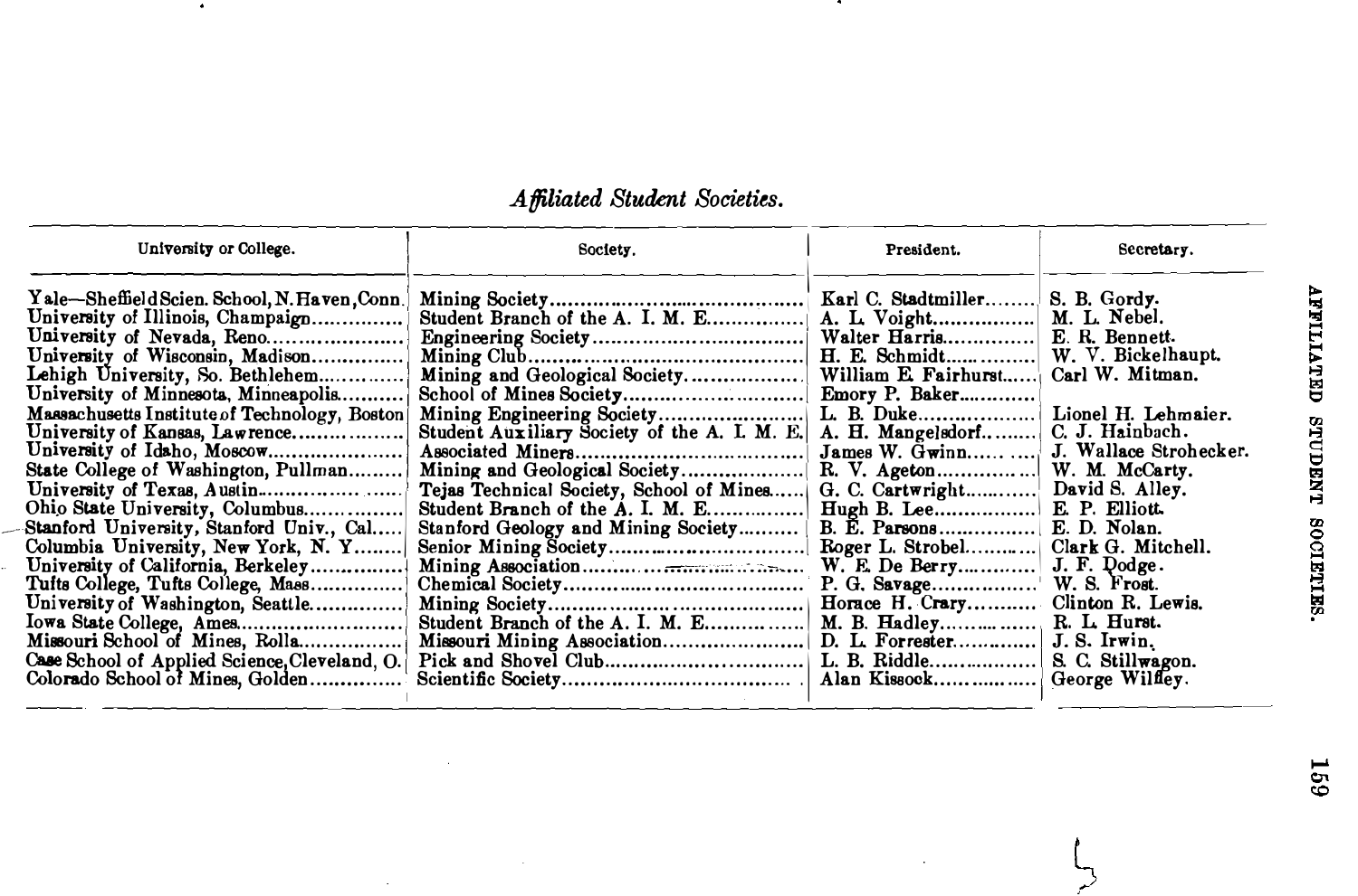*Affiliated Student Societies.*

| University or College. | Society. | President. | Secretary. |
| --- | --- | --- | --- |
| Yale—Sheffield Scien. School, N. Haven, Conn. | Mining Society | Karl C. Stadtmiller | S. B. Gordy. |
| University of Illinois, Champaign | Student Branch of the A. I. M. E. | A. L. Voight | M. L. Nebel. |
| University of Nevada, Reno | Engineering Society | Walter Harris | E. R. Bennett. |
| University of Wisconsin, Madison | Mining Club | H. E. Schmidt | W. V. Bickelhaupt. |
| Lehigh University, So. Bethlehem | Mining and Geological Society | William E. Fairhurst | Carl W. Mitman. |
| University of Minnesota, Minneapolis | School of Mines Society | Emory P. Baker | |
| Massachusetts Institute of Technology, Boston | Mining Engineering Society | L. B. Duke | Lionel H. Lehmaier. |
| University of Kansas, Lawrence | Student Auxiliary Society of the A. I. M. E. | A. H. Mangelsdorf | C. J. Hainbach. |
| University of Idaho, Moscow | Associated Miners | James W. Gwinn | J. Wallace Strohecker. |
| State College of Washington, Pullman | Mining and Geological Society | R. V. Ageton | W. M. McCarty. |
| University of Texas, Austin | Tejas Technical Society, School of Mines | G. C. Cartwright | David S. Alley. |
| Ohio State University, Columbus | Student Branch of the A. I. M. E. | Hugh B. Lee | E. P. Elliott. |
| Stanford University, Stanford Univ., Cal. | Stanford Geology and Mining Society | B. E. Parsons | E. D. Nolan. |
| Columbia University, New York, N. Y. | Senior Mining Society | Roger L. Strobel | Clark G. Mitchell. |
| University of California, Berkeley | Mining Association | W. E. De Berry | J. F. Dodge. |
| Tufts College, Tufts College, Mass. | Chemical Society | P. G. Savage | W. S. Frost. |
| University of Washington, Seattle | Mining Society | Horace H. Crary | Clinton R. Lewis. |
| Iowa State College, Ames | Student Branch of the A. I. M. E. | M. B. Hadley | R. L. Hurst. |
| Missouri School of Mines, Rolla | Missouri Mining Association | D. L. Forrester | J. S. Irwin. |
| Case School of Applied Science, Cleveland, O. | Pick and Shovel Club | L. B. Riddle | S. C. Stillwagon. |
| Colorado School of Mines, Golden | Scientific Society | Alan Kissock | George Wilfley. |